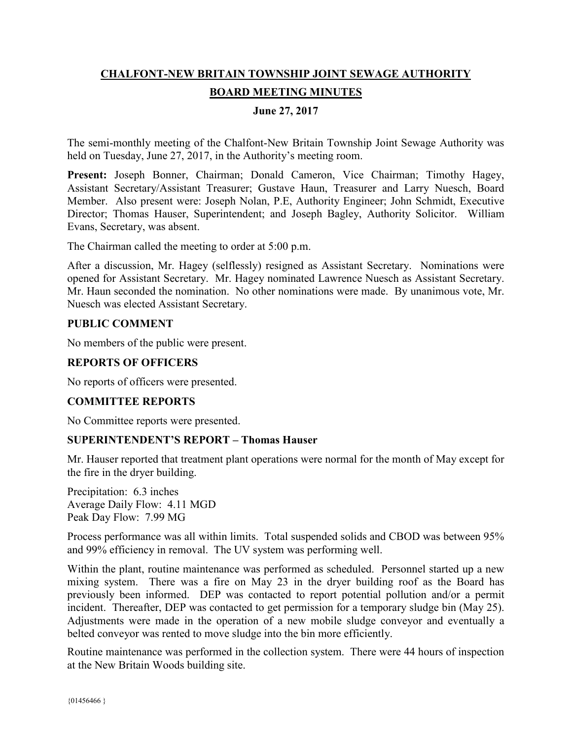**CHALFONT-NEW BRITAIN TOWNSHIP JOINT SEWAGE AUTHORITY**

**BOARD MEETING MINUTES**

**June 27, 2017**

The semi-monthly meeting of the Chalfont-New Britain Township Joint Sewage Authority was held on Tuesday, June 27, 2017, in the Authority's meeting room.

**Present:** Joseph Bonner, Chairman; Donald Cameron, Vice Chairman; Timothy Hagey, Assistant Secretary/Assistant Treasurer; Gustave Haun, Treasurer and Larry Nuesch, Board Member. Also present were: Joseph Nolan, P.E, Authority Engineer; John Schmidt, Executive Director; Thomas Hauser, Superintendent; and Joseph Bagley, Authority Solicitor. William Evans, Secretary, was absent.

The Chairman called the meeting to order at 5:00 p.m.

After a discussion, Mr. Hagey (selflessly) resigned as Assistant Secretary. Nominations were opened for Assistant Secretary. Mr. Hagey nominated Lawrence Nuesch as Assistant Secretary. Mr. Haun seconded the nomination. No other nominations were made. By unanimous vote, Mr. Nuesch was elected Assistant Secretary.

## PUBLIC COMMENT

No members of the public were present.

## REPORTS OF OFFICERS

No reports of officers were presented.

## COMMITTEE REPORTS

No Committee reports were presented.

## SUPERINTENDENT'S REPORT – Thomas Hauser

Mr. Hauser reported that treatment plant operations were normal for the month of May except for the fire in the dryer building.

Precipitation: 6.3 inches
Average Daily Flow: 4.11 MGD
Peak Day Flow: 7.99 MG

Process performance was all within limits. Total suspended solids and CBOD was between 95% and 99% efficiency in removal. The UV system was performing well.

Within the plant, routine maintenance was performed as scheduled. Personnel started up a new mixing system. There was a fire on May 23 in the dryer building roof as the Board has previously been informed. DEP was contacted to report potential pollution and/or a permit incident. Thereafter, DEP was contacted to get permission for a temporary sludge bin (May 25). Adjustments were made in the operation of a new mobile sludge conveyor and eventually a belted conveyor was rented to move sludge into the bin more efficiently.

Routine maintenance was performed in the collection system. There were 44 hours of inspection at the New Britain Woods building site.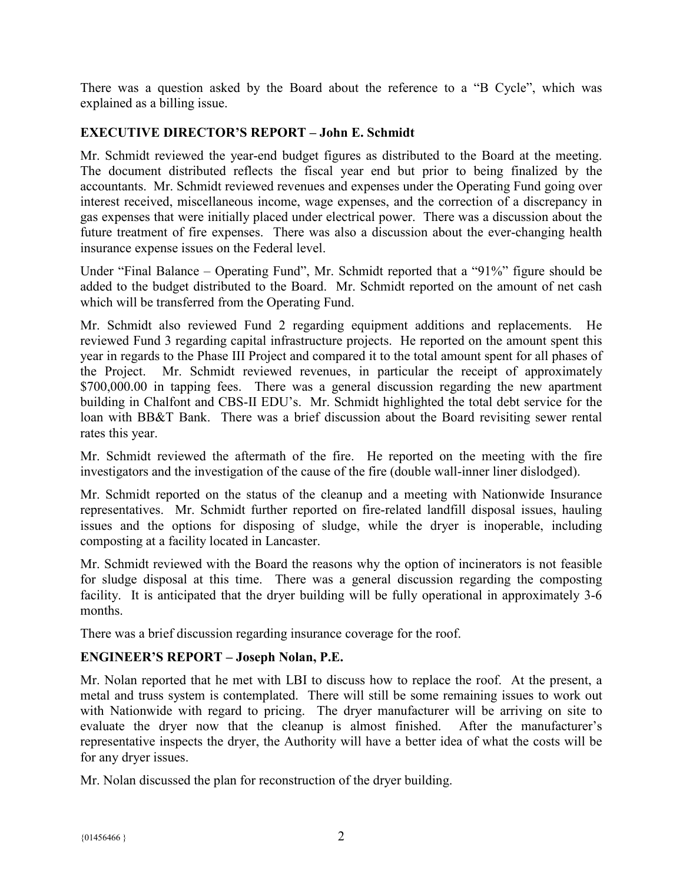There was a question asked by the Board about the reference to a "B Cycle", which was explained as a billing issue.

**EXECUTIVE DIRECTOR'S REPORT – John E. Schmidt**

Mr. Schmidt reviewed the year-end budget figures as distributed to the Board at the meeting. The document distributed reflects the fiscal year end but prior to being finalized by the accountants. Mr. Schmidt reviewed revenues and expenses under the Operating Fund going over interest received, miscellaneous income, wage expenses, and the correction of a discrepancy in gas expenses that were initially placed under electrical power. There was a discussion about the future treatment of fire expenses. There was also a discussion about the ever-changing health insurance expense issues on the Federal level.

Under "Final Balance – Operating Fund", Mr. Schmidt reported that a "91%" figure should be added to the budget distributed to the Board. Mr. Schmidt reported on the amount of net cash which will be transferred from the Operating Fund.

Mr. Schmidt also reviewed Fund 2 regarding equipment additions and replacements. He reviewed Fund 3 regarding capital infrastructure projects. He reported on the amount spent this year in regards to the Phase III Project and compared it to the total amount spent for all phases of the Project. Mr. Schmidt reviewed revenues, in particular the receipt of approximately $700,000.00 in tapping fees. There was a general discussion regarding the new apartment building in Chalfont and CBS-II EDU's. Mr. Schmidt highlighted the total debt service for the loan with BB&T Bank. There was a brief discussion about the Board revisiting sewer rental rates this year.

Mr. Schmidt reviewed the aftermath of the fire. He reported on the meeting with the fire investigators and the investigation of the cause of the fire (double wall-inner liner dislodged).

Mr. Schmidt reported on the status of the cleanup and a meeting with Nationwide Insurance representatives. Mr. Schmidt further reported on fire-related landfill disposal issues, hauling issues and the options for disposing of sludge, while the dryer is inoperable, including composting at a facility located in Lancaster.

Mr. Schmidt reviewed with the Board the reasons why the option of incinerators is not feasible for sludge disposal at this time. There was a general discussion regarding the composting facility. It is anticipated that the dryer building will be fully operational in approximately 3-6 months.

There was a brief discussion regarding insurance coverage for the roof.

**ENGINEER'S REPORT – Joseph Nolan, P.E.**

Mr. Nolan reported that he met with LBI to discuss how to replace the roof. At the present, a metal and truss system is contemplated. There will still be some remaining issues to work out with Nationwide with regard to pricing. The dryer manufacturer will be arriving on site to evaluate the dryer now that the cleanup is almost finished. After the manufacturer's representative inspects the dryer, the Authority will have a better idea of what the costs will be for any dryer issues.

Mr. Nolan discussed the plan for reconstruction of the dryer building.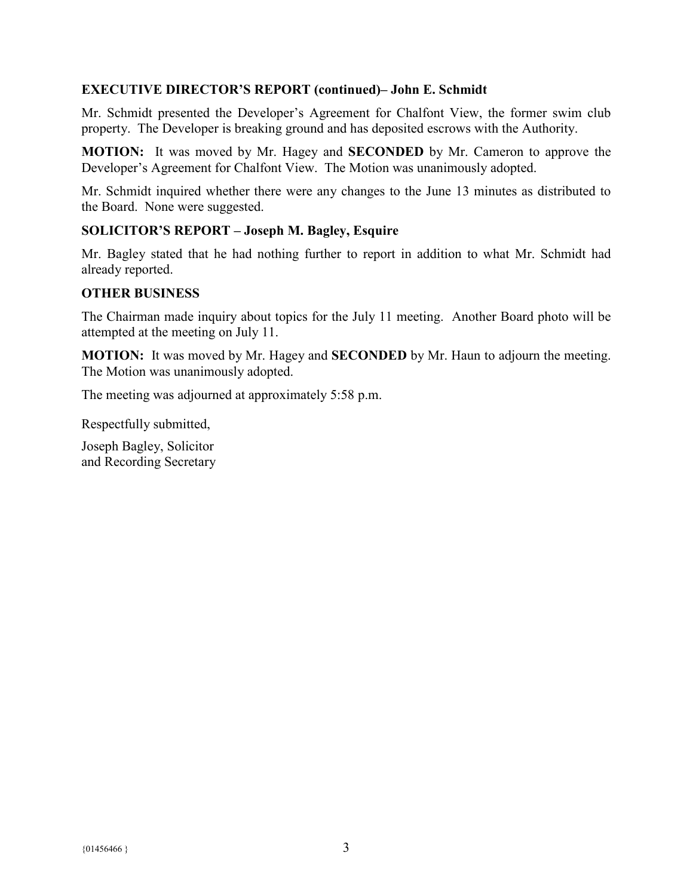### EXECUTIVE DIRECTOR'S REPORT (continued)– John E. Schmidt

Mr. Schmidt presented the Developer's Agreement for Chalfont View, the former swim club property. The Developer is breaking ground and has deposited escrows with the Authority.

**MOTION:** It was moved by Mr. Hagey and **SECONDED** by Mr. Cameron to approve the Developer's Agreement for Chalfont View. The Motion was unanimously adopted.

Mr. Schmidt inquired whether there were any changes to the June 13 minutes as distributed to the Board. None were suggested.

### SOLICITOR'S REPORT – Joseph M. Bagley, Esquire

Mr. Bagley stated that he had nothing further to report in addition to what Mr. Schmidt had already reported.

### OTHER BUSINESS

The Chairman made inquiry about topics for the July 11 meeting. Another Board photo will be attempted at the meeting on July 11.

**MOTION:** It was moved by Mr. Hagey and **SECONDED** by Mr. Haun to adjourn the meeting. The Motion was unanimously adopted.

The meeting was adjourned at approximately 5:58 p.m.

Respectfully submitted,

Joseph Bagley, Solicitor
and Recording Secretary

{01456466 }